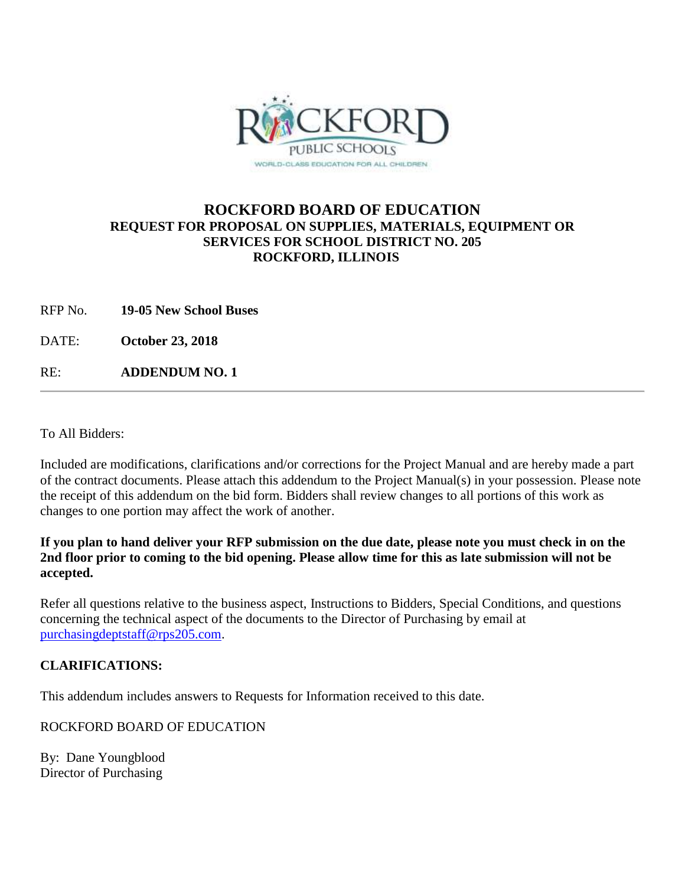# ROCKFORD BOARD OF EDUCATION

## REQUEST FOR PROPOSAL ON SUPPLIES, MATERIALS, EQUIPMENT OR SERVICES FOR SCHOOL DISTRICT NO. 205 ROCKFORD, ILLINOIS

RFP No. **19-05 New School Buses**

DATE: **October 23, 2018**

RE: **ADDENDUM NO. 1**

---

To All Bidders:

Included are modifications, clarifications and/or corrections for the Project Manual and are hereby made a part of the contract documents. Please attach this addendum to the Project Manual(s) in your possession. Please note the receipt of this addendum on the bid form. Bidders shall review changes to all portions of this work as changes to one portion may affect the work of another.

**If you plan to hand deliver your RFP submission on the due date, please note you must check in on the 2nd floor prior to coming to the bid opening. Please allow time for this as late submission will not be accepted.**

Refer all questions relative to the business aspect, Instructions to Bidders, Special Conditions, and questions concerning the technical aspect of the documents to the Director of Purchasing by email at purchasingdeptstaff@rps205.com.

**CLARIFICATIONS:**

This addendum includes answers to Requests for Information received to this date.

ROCKFORD BOARD OF EDUCATION

By: Dane Youngblood
Director of Purchasing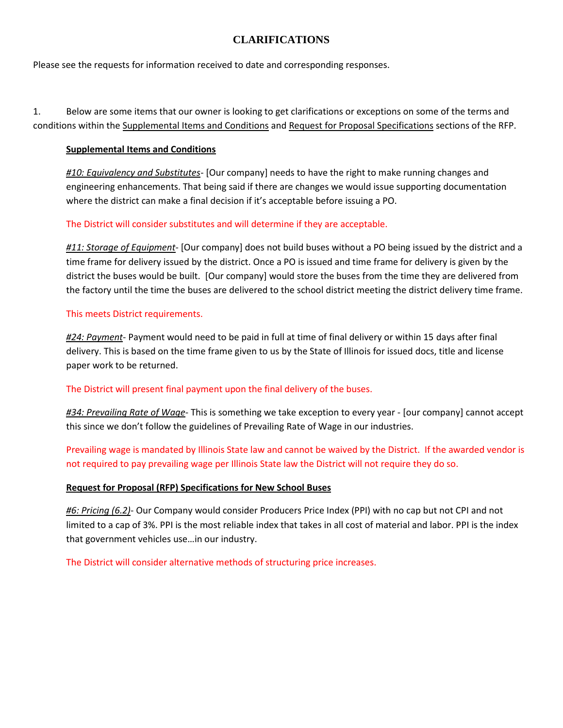# CLARIFICATIONS

Please see the requests for information received to date and corresponding responses.

1. Below are some items that our owner is looking to get clarifications or exceptions on some of the terms and conditions within the Supplemental Items and Conditions and Request for Proposal Specifications sections of the RFP.

**Supplemental Items and Conditions**

*#10: Equivalency and Substitutes*- [Our company] needs to have the right to make running changes and engineering enhancements. That being said if there are changes we would issue supporting documentation where the district can make a final decision if it's acceptable before issuing a PO.

The District will consider substitutes and will determine if they are acceptable.

*#11: Storage of Equipment*- [Our company] does not build buses without a PO being issued by the district and a time frame for delivery issued by the district. Once a PO is issued and time frame for delivery is given by the district the buses would be built. [Our company] would store the buses from the time they are delivered from the factory until the time the buses are delivered to the school district meeting the district delivery time frame.

This meets District requirements.

*#24: Payment*- Payment would need to be paid in full at time of final delivery or within 15 days after final delivery. This is based on the time frame given to us by the State of Illinois for issued docs, title and license paper work to be returned.

The District will present final payment upon the final delivery of the buses.

*#34: Prevailing Rate of Wage*- This is something we take exception to every year - [our company] cannot accept this since we don't follow the guidelines of Prevailing Rate of Wage in our industries.

Prevailing wage is mandated by Illinois State law and cannot be waived by the District. If the awarded vendor is not required to pay prevailing wage per Illinois State law the District will not require they do so.

**Request for Proposal (RFP) Specifications for New School Buses**

*#6: Pricing (6.2)*- Our Company would consider Producers Price Index (PPI) with no cap but not CPI and not limited to a cap of 3%. PPI is the most reliable index that takes in all cost of material and labor. PPI is the index that government vehicles use…in our industry.

The District will consider alternative methods of structuring price increases.